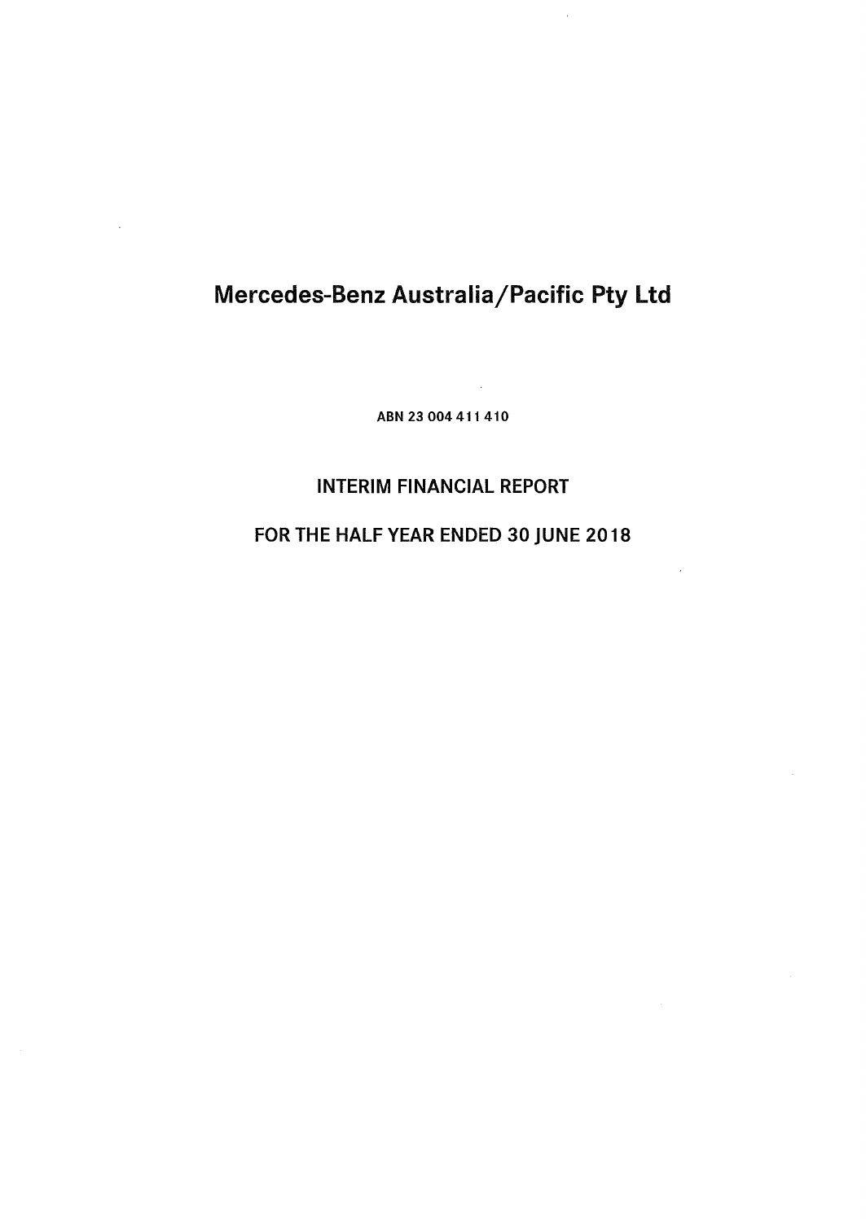# Mercedes-Benz Australia/Pacific Pty Ltd

ABN 23 004 411 410

## INTERIM FINANCIAL REPORT

## FOR THE HALF YEAR ENDED 30 JUNE 2018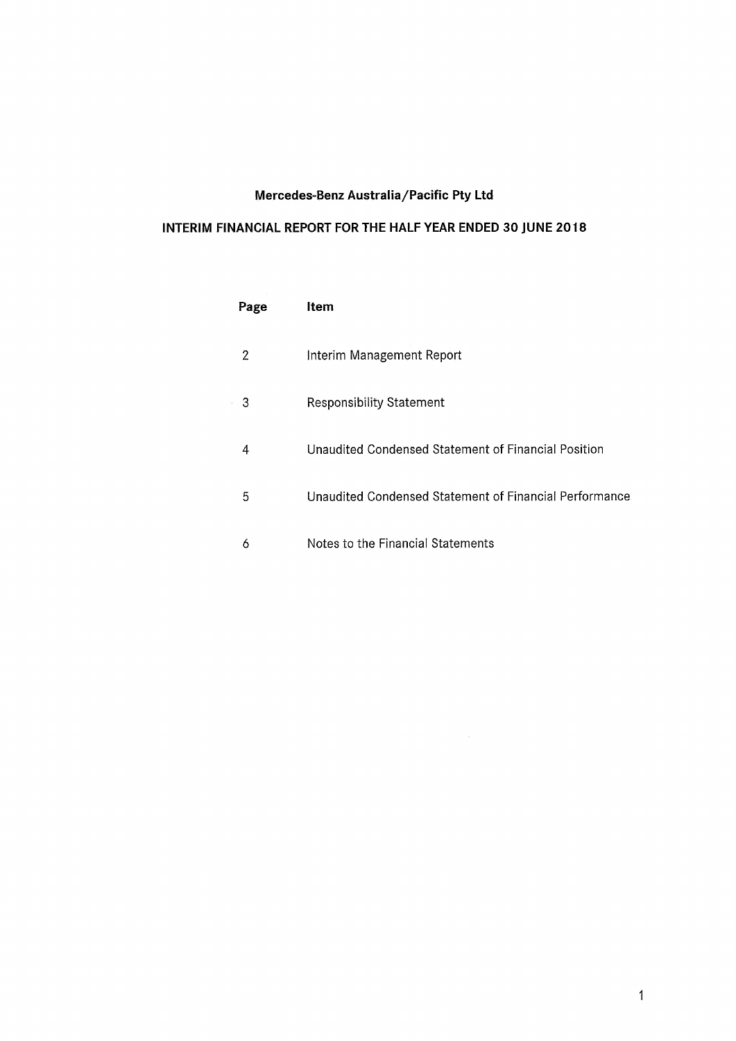# Mercedes-Benz Australia/Pacific Pty Ltd

## INTERIM FINANCIAL REPORT FOR THE HALF YEAR ENDED 30 JUNE 2018

| Page | Item |
|---|---|
| 2 | Interim Management Report |
| 3 | Responsibility Statement |
| 4 | Unaudited Condensed Statement of Financial Position |
| 5 | Unaudited Condensed Statement of Financial Performance |
| 6 | Notes to the Financial Statements |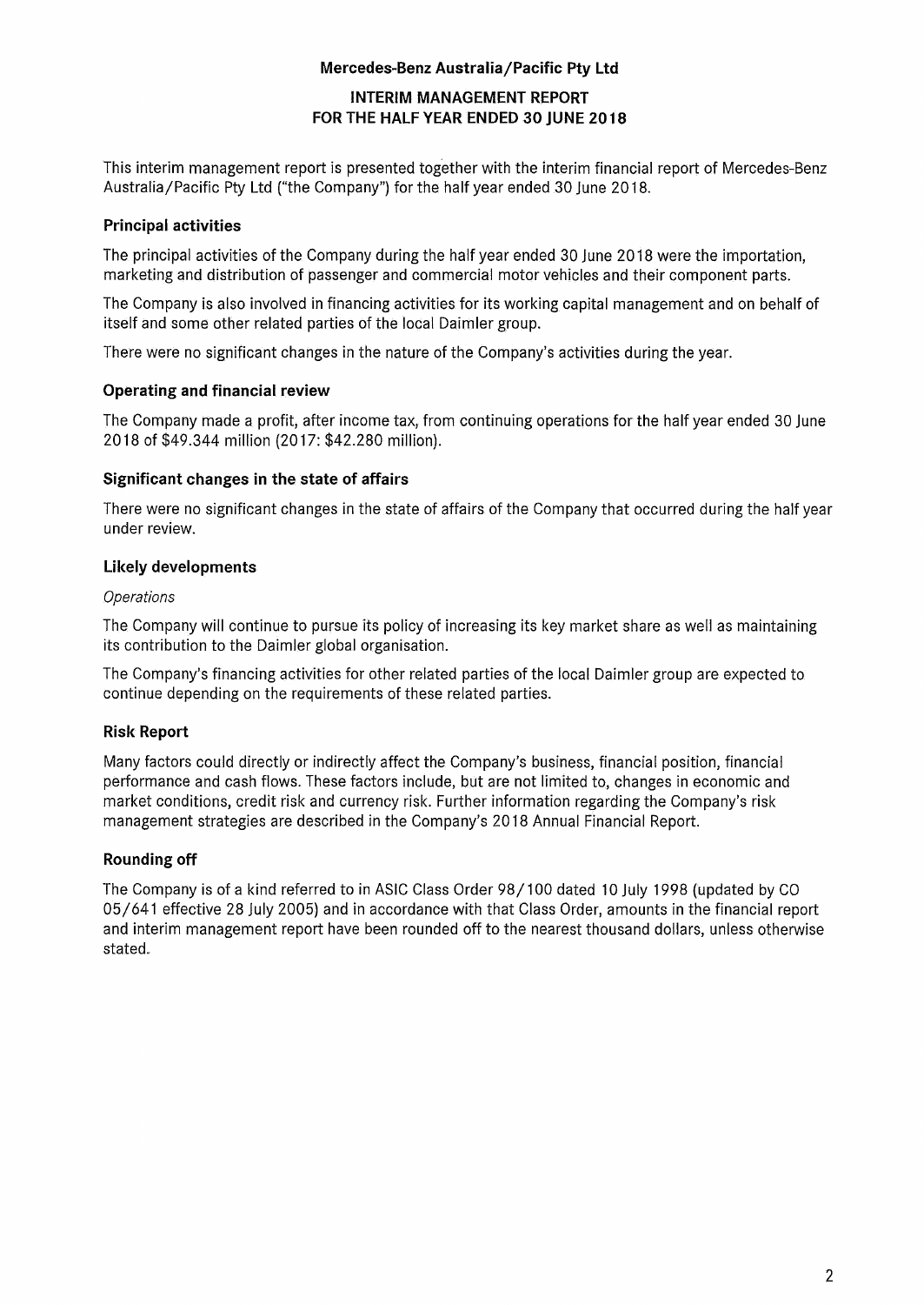**Mercedes-Benz Australia/Pacific Pty Ltd**

# INTERIM MANAGEMENT REPORT FOR THE HALF YEAR ENDED 30 JUNE 2018

This interim management report is presented together with the interim financial report of Mercedes-Benz Australia/Pacific Pty Ltd ("the Company") for the half year ended 30 June 2018.

## Principal activities

The principal activities of the Company during the half year ended 30 June 2018 were the importation, marketing and distribution of passenger and commercial motor vehicles and their component parts.

The Company is also involved in financing activities for its working capital management and on behalf of itself and some other related parties of the local Daimler group.

There were no significant changes in the nature of the Company's activities during the year.

## Operating and financial review

The Company made a profit, after income tax, from continuing operations for the half year ended 30 June 2018 of $49.344 million (2017: $42.280 million).

## Significant changes in the state of affairs

There were no significant changes in the state of affairs of the Company that occurred during the half year under review.

## Likely developments

*Operations*

The Company will continue to pursue its policy of increasing its key market share as well as maintaining its contribution to the Daimler global organisation.

The Company's financing activities for other related parties of the local Daimler group are expected to continue depending on the requirements of these related parties.

## Risk Report

Many factors could directly or indirectly affect the Company's business, financial position, financial performance and cash flows. These factors include, but are not limited to, changes in economic and market conditions, credit risk and currency risk. Further information regarding the Company's risk management strategies are described in the Company's 2018 Annual Financial Report.

## Rounding off

The Company is of a kind referred to in ASIC Class Order 98/100 dated 10 July 1998 (updated by CO 05/641 effective 28 July 2005) and in accordance with that Class Order, amounts in the financial report and interim management report have been rounded off to the nearest thousand dollars, unless otherwise stated.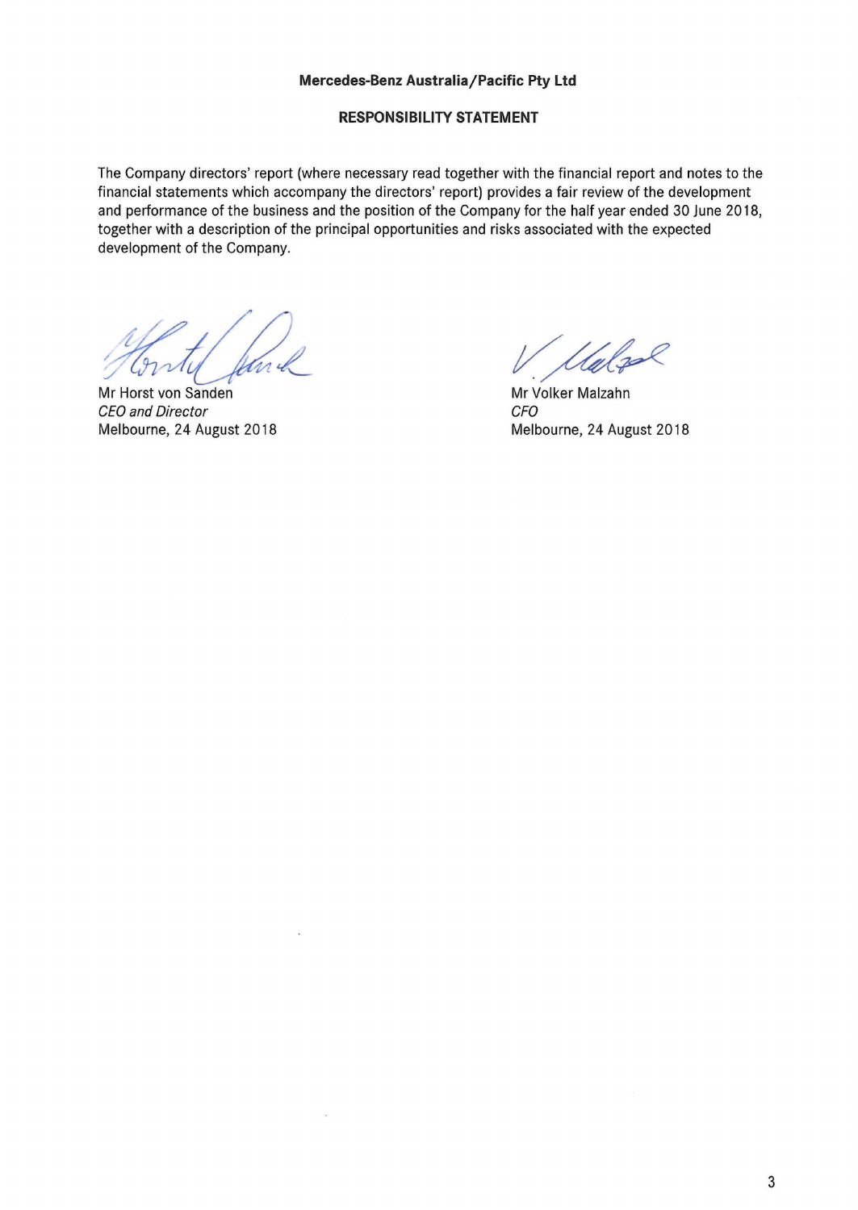**Mercedes-Benz Australia/Pacific Pty Ltd**

**RESPONSIBILITY STATEMENT**

The Company directors' report (where necessary read together with the financial report and notes to the financial statements which accompany the directors' report) provides a fair review of the development and performance of the business and the position of the Company for the half year ended 30 June 2018, together with a description of the principal opportunities and risks associated with the expected development of the Company.

Mr Horst von Sanden
*CEO and Director*
Melbourne, 24 August 2018

Mr Volker Malzahn
*CFO*
Melbourne, 24 August 2018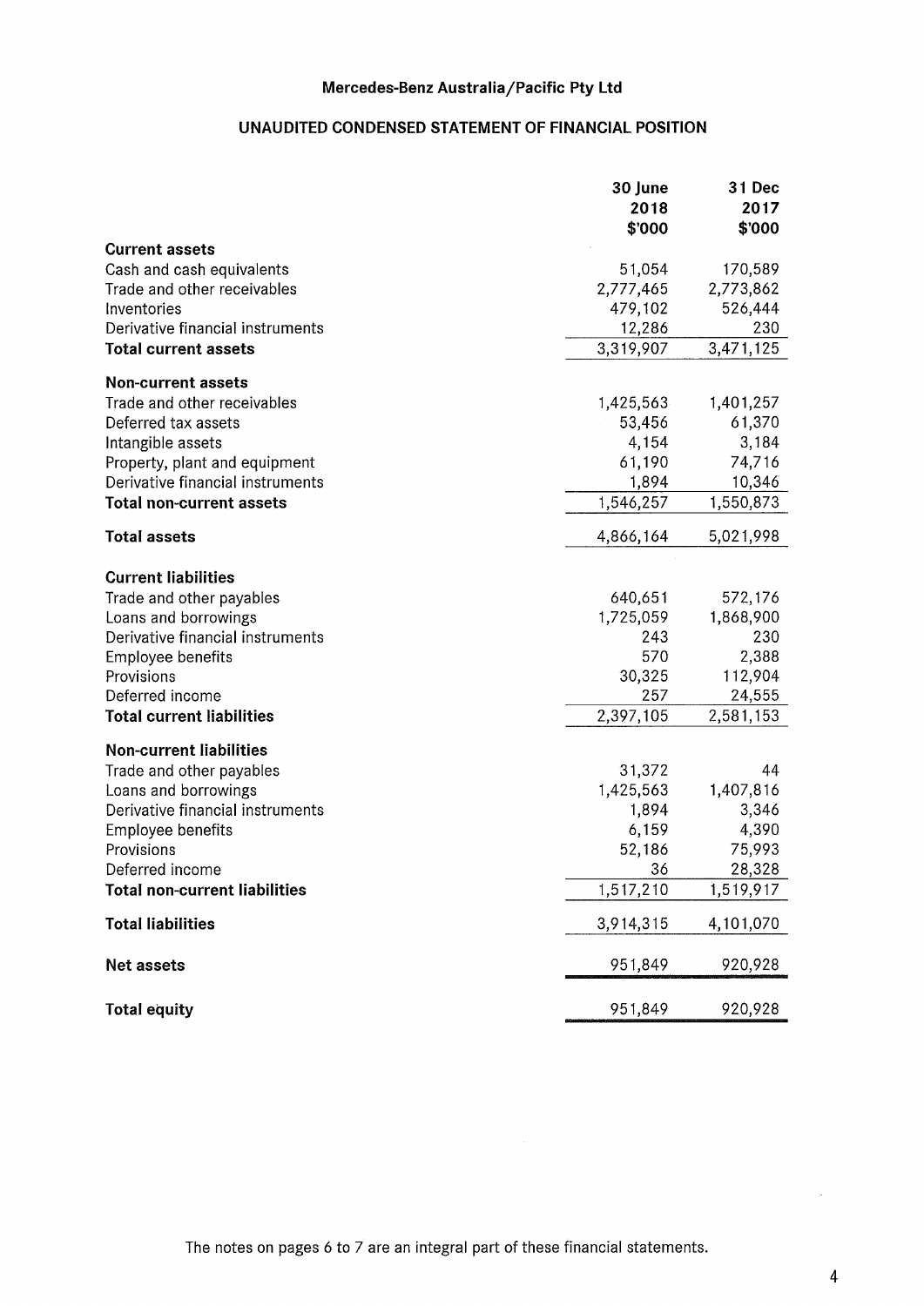# Mercedes-Benz Australia/Pacific Pty Ltd

## UNAUDITED CONDENSED STATEMENT OF FINANCIAL POSITION

| | 30 June 2018 $'000 | 31 Dec 2017 $'000 |
|---|---|---|
| **Current assets** | | |
| Cash and cash equivalents | 51,054 | 170,589 |
| Trade and other receivables | 2,777,465 | 2,773,862 |
| Inventories | 479,102 | 526,444 |
| Derivative financial instruments | 12,286 | 230 |
| **Total current assets** | 3,319,907 | 3,471,125 |
| **Non-current assets** | | |
| Trade and other receivables | 1,425,563 | 1,401,257 |
| Deferred tax assets | 53,456 | 61,370 |
| Intangible assets | 4,154 | 3,184 |
| Property, plant and equipment | 61,190 | 74,716 |
| Derivative financial instruments | 1,894 | 10,346 |
| **Total non-current assets** | 1,546,257 | 1,550,873 |
| **Total assets** | 4,866,164 | 5,021,998 |
| **Current liabilities** | | |
| Trade and other payables | 640,651 | 572,176 |
| Loans and borrowings | 1,725,059 | 1,868,900 |
| Derivative financial instruments | 243 | 230 |
| Employee benefits | 570 | 2,388 |
| Provisions | 30,325 | 112,904 |
| Deferred income | 257 | 24,555 |
| **Total current liabilities** | 2,397,105 | 2,581,153 |
| **Non-current liabilities** | | |
| Trade and other payables | 31,372 | 44 |
| Loans and borrowings | 1,425,563 | 1,407,816 |
| Derivative financial instruments | 1,894 | 3,346 |
| Employee benefits | 6,159 | 4,390 |
| Provisions | 52,186 | 75,993 |
| Deferred income | 36 | 28,328 |
| **Total non-current liabilities** | 1,517,210 | 1,519,917 |
| **Total liabilities** | 3,914,315 | 4,101,070 |
| **Net assets** | 951,849 | 920,928 |
| **Total equity** | 951,849 | 920,928 |

The notes on pages 6 to 7 are an integral part of these financial statements.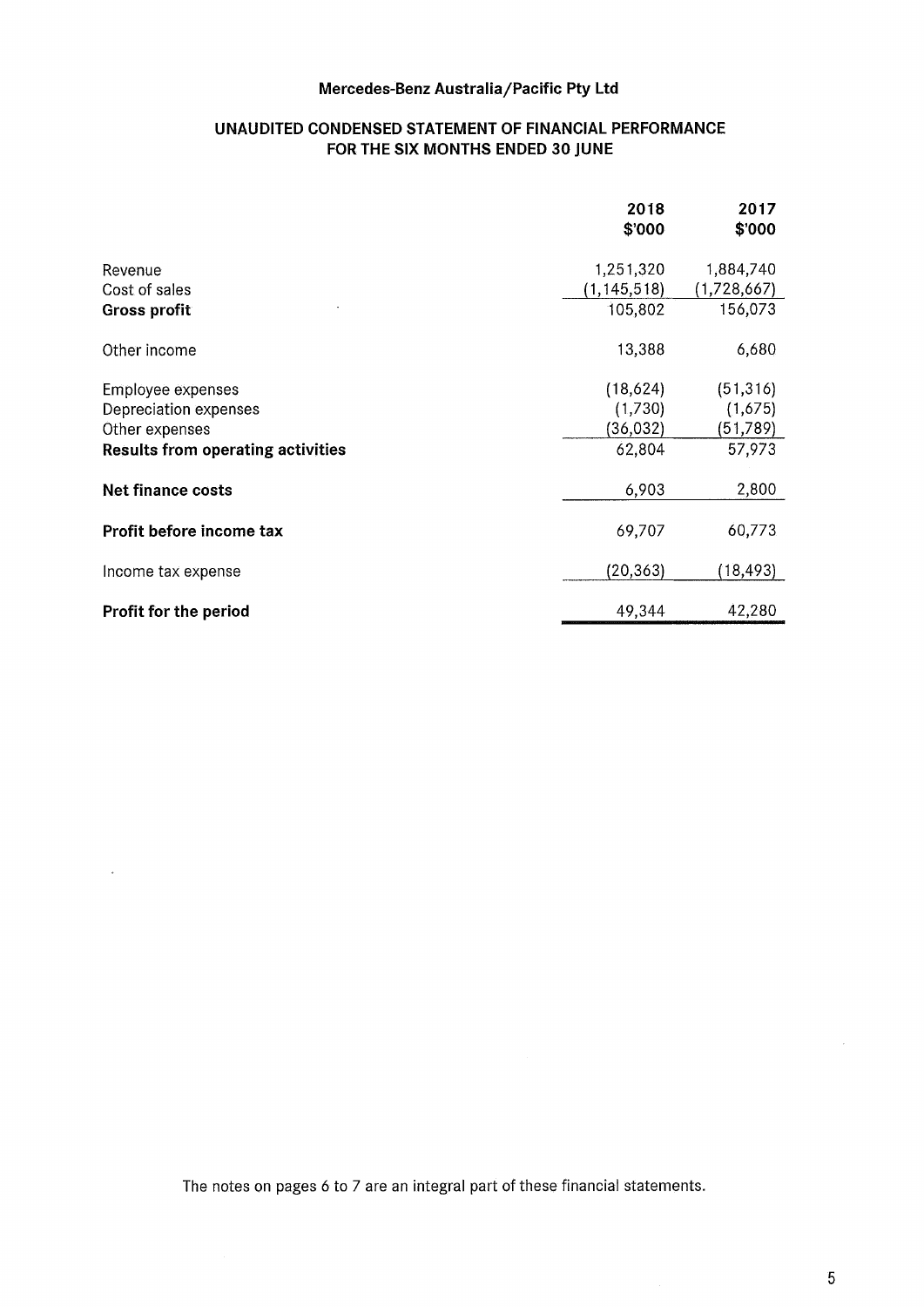# Mercedes-Benz Australia/Pacific Pty Ltd

## UNAUDITED CONDENSED STATEMENT OF FINANCIAL PERFORMANCE FOR THE SIX MONTHS ENDED 30 JUNE

| | 2018 $'000 | 2017 $'000 |
|---|---|---|
| Revenue | 1,251,320 | 1,884,740 |
| Cost of sales | (1,145,518) | (1,728,667) |
| **Gross profit** | 105,802 | 156,073 |
| Other income | 13,388 | 6,680 |
| Employee expenses | (18,624) | (51,316) |
| Depreciation expenses | (1,730) | (1,675) |
| Other expenses | (36,032) | (51,789) |
| **Results from operating activities** | 62,804 | 57,973 |
| **Net finance costs** | 6,903 | 2,800 |
| **Profit before income tax** | 69,707 | 60,773 |
| Income tax expense | (20,363) | (18,493) |
| **Profit for the period** | 49,344 | 42,280 |

The notes on pages 6 to 7 are an integral part of these financial statements.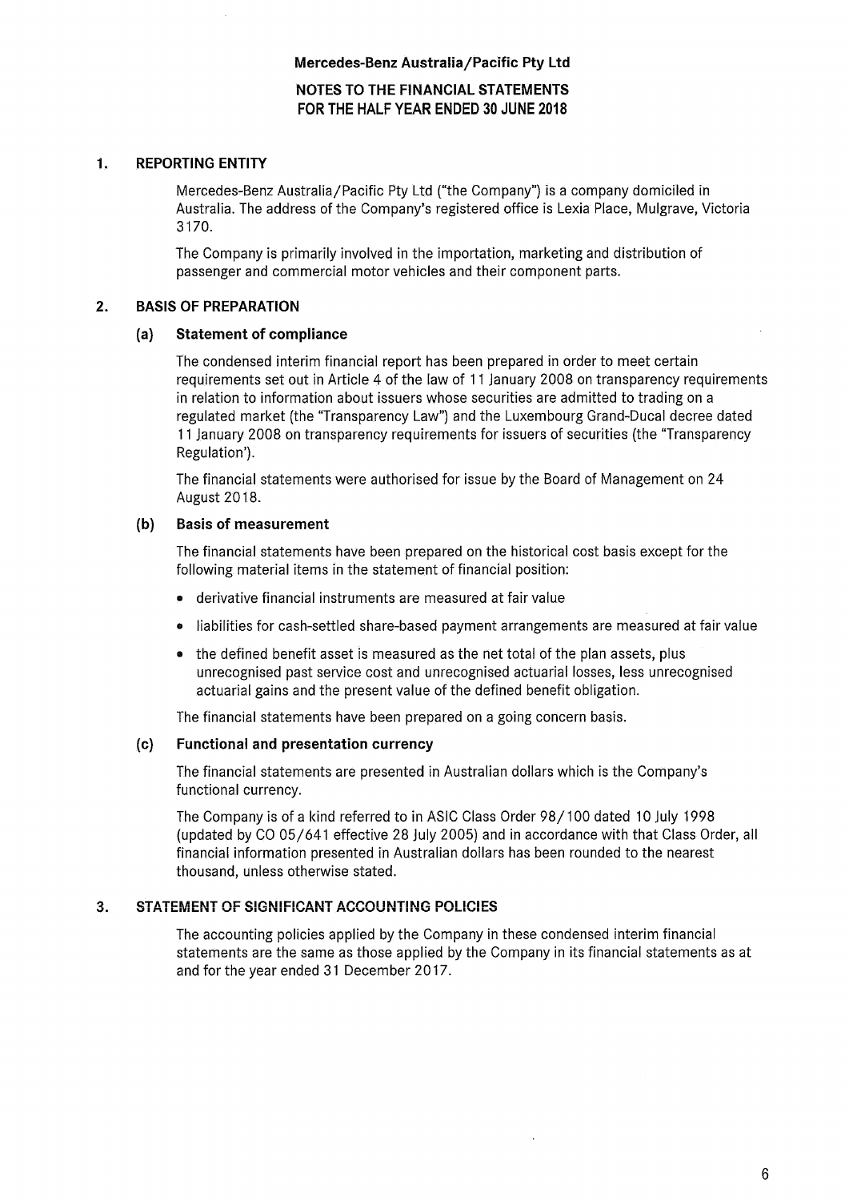**Mercedes-Benz Australia/Pacific Pty Ltd**

**NOTES TO THE FINANCIAL STATEMENTS**
**FOR THE HALF YEAR ENDED 30 JUNE 2018**

## 1. REPORTING ENTITY

Mercedes-Benz Australia/Pacific Pty Ltd ("the Company") is a company domiciled in Australia. The address of the Company's registered office is Lexia Place, Mulgrave, Victoria 3170.

The Company is primarily involved in the importation, marketing and distribution of passenger and commercial motor vehicles and their component parts.

## 2. BASIS OF PREPARATION

### (a) Statement of compliance

The condensed interim financial report has been prepared in order to meet certain requirements set out in Article 4 of the law of 11 January 2008 on transparency requirements in relation to information about issuers whose securities are admitted to trading on a regulated market (the "Transparency Law") and the Luxembourg Grand-Ducal decree dated 11 January 2008 on transparency requirements for issuers of securities (the "Transparency Regulation').

The financial statements were authorised for issue by the Board of Management on 24 August 2018.

### (b) Basis of measurement

The financial statements have been prepared on the historical cost basis except for the following material items in the statement of financial position:

- derivative financial instruments are measured at fair value
- liabilities for cash-settled share-based payment arrangements are measured at fair value
- the defined benefit asset is measured as the net total of the plan assets, plus unrecognised past service cost and unrecognised actuarial losses, less unrecognised actuarial gains and the present value of the defined benefit obligation.

The financial statements have been prepared on a going concern basis.

### (c) Functional and presentation currency

The financial statements are presented in Australian dollars which is the Company's functional currency.

The Company is of a kind referred to in ASIC Class Order 98/100 dated 10 July 1998 (updated by CO 05/641 effective 28 July 2005) and in accordance with that Class Order, all financial information presented in Australian dollars has been rounded to the nearest thousand, unless otherwise stated.

## 3. STATEMENT OF SIGNIFICANT ACCOUNTING POLICIES

The accounting policies applied by the Company in these condensed interim financial statements are the same as those applied by the Company in its financial statements as at and for the year ended 31 December 2017.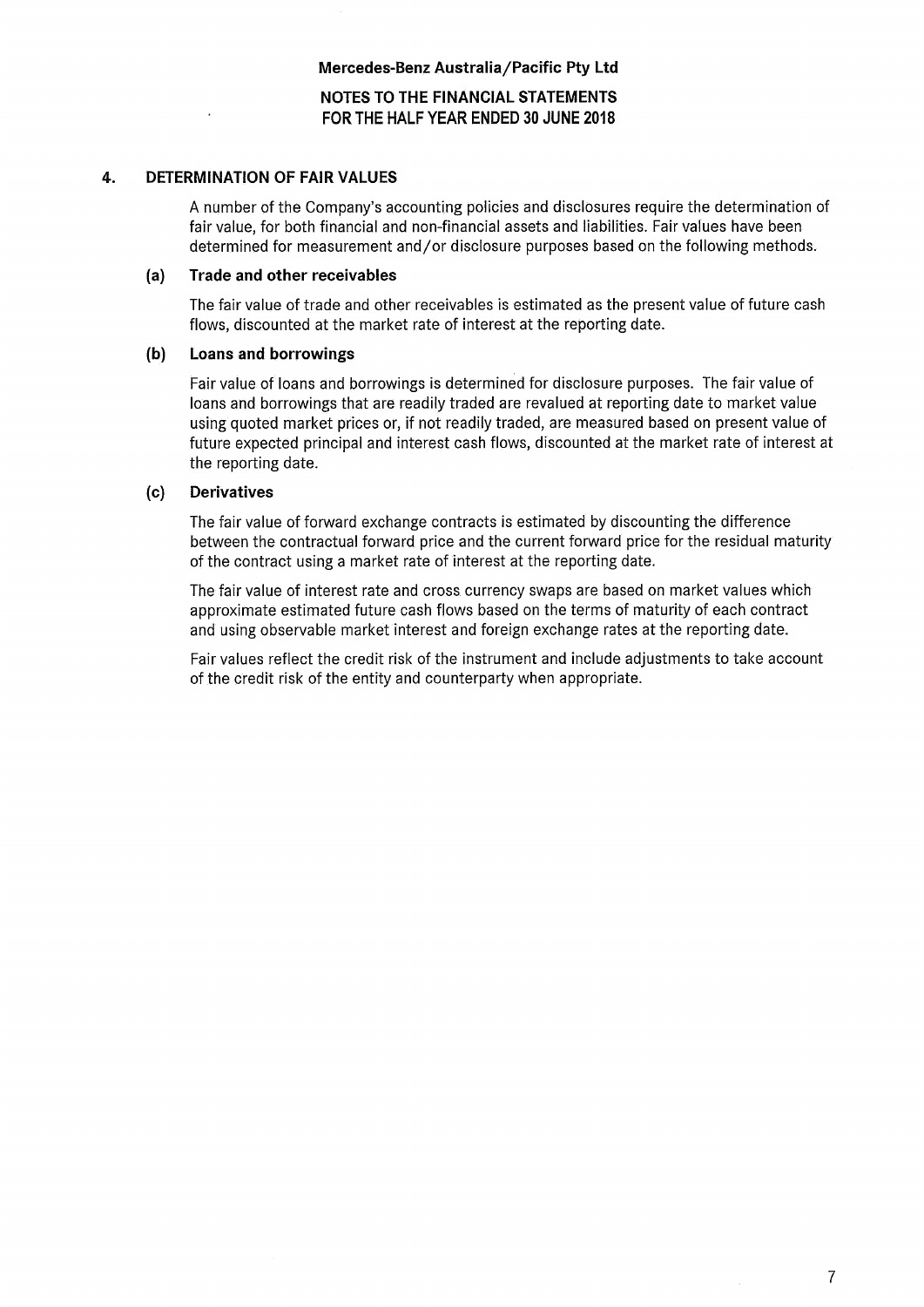## 4. DETERMINATION OF FAIR VALUES

A number of the Company's accounting policies and disclosures require the determination of fair value, for both financial and non-financial assets and liabilities. Fair values have been determined for measurement and/or disclosure purposes based on the following methods.

### (a) Trade and other receivables

The fair value of trade and other receivables is estimated as the present value of future cash flows, discounted at the market rate of interest at the reporting date.

### (b) Loans and borrowings

Fair value of loans and borrowings is determined for disclosure purposes. The fair value of loans and borrowings that are readily traded are revalued at reporting date to market value using quoted market prices or, if not readily traded, are measured based on present value of future expected principal and interest cash flows, discounted at the market rate of interest at the reporting date.

### (c) Derivatives

The fair value of forward exchange contracts is estimated by discounting the difference between the contractual forward price and the current forward price for the residual maturity of the contract using a market rate of interest at the reporting date.

The fair value of interest rate and cross currency swaps are based on market values which approximate estimated future cash flows based on the terms of maturity of each contract and using observable market interest and foreign exchange rates at the reporting date.

Fair values reflect the credit risk of the instrument and include adjustments to take account of the credit risk of the entity and counterparty when appropriate.